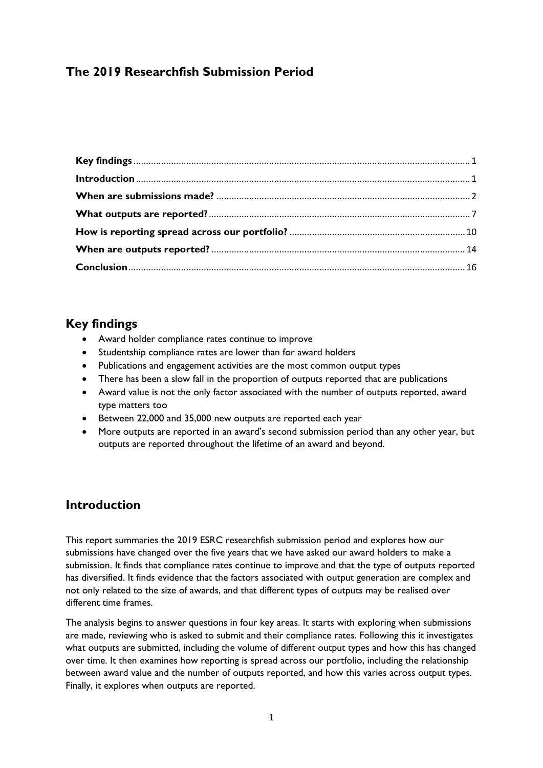# The 2019 Researchfish Submission Period

**Key findings** ... 1
**Introduction** ... 1
**When are submissions made?** ... 2
**What outputs are reported?** ... 7
**How is reporting spread across our portfolio?** ... 10
**When are outputs reported?** ... 14
**Conclusion** ... 16

## Key findings

- Award holder compliance rates continue to improve
- Studentship compliance rates are lower than for award holders
- Publications and engagement activities are the most common output types
- There has been a slow fall in the proportion of outputs reported that are publications
- Award value is not the only factor associated with the number of outputs reported, award type matters too
- Between 22,000 and 35,000 new outputs are reported each year
- More outputs are reported in an award's second submission period than any other year, but outputs are reported throughout the lifetime of an award and beyond.

## Introduction

This report summaries the 2019 ESRC researchfish submission period and explores how our submissions have changed over the five years that we have asked our award holders to make a submission. It finds that compliance rates continue to improve and that the type of outputs reported has diversified. It finds evidence that the factors associated with output generation are complex and not only related to the size of awards, and that different types of outputs may be realised over different time frames.

The analysis begins to answer questions in four key areas. It starts with exploring when submissions are made, reviewing who is asked to submit and their compliance rates. Following this it investigates what outputs are submitted, including the volume of different output types and how this has changed over time. It then examines how reporting is spread across our portfolio, including the relationship between award value and the number of outputs reported, and how this varies across output types. Finally, it explores when outputs are reported.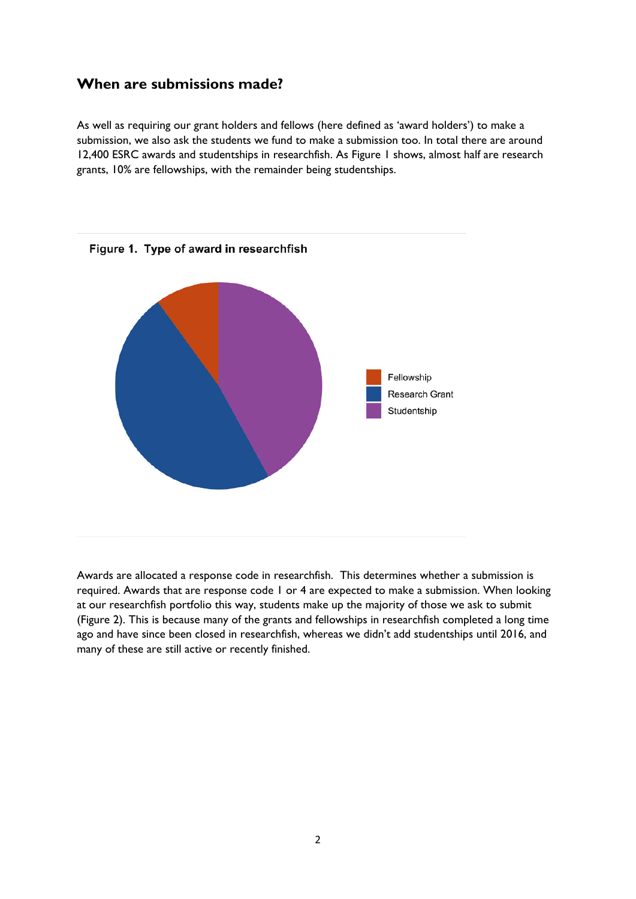## When are submissions made?

As well as requiring our grant holders and fellows (here defined as 'award holders') to make a submission, we also ask the students we fund to make a submission too. In total there are around 12,400 ESRC awards and studentships in researchfish. As Figure 1 shows, almost half are research grants, 10% are fellowships, with the remainder being studentships.

**Figure 1. Type of award in researchfish**

Fellowship
Research Grant
Studentship

Awards are allocated a response code in researchfish. This determines whether a submission is required. Awards that are response code 1 or 4 are expected to make a submission. When looking at our researchfish portfolio this way, students make up the majority of those we ask to submit (Figure 2). This is because many of the grants and fellowships in researchfish completed a long time ago and have since been closed in researchfish, whereas we didn't add studentships until 2016, and many of these are still active or recently finished.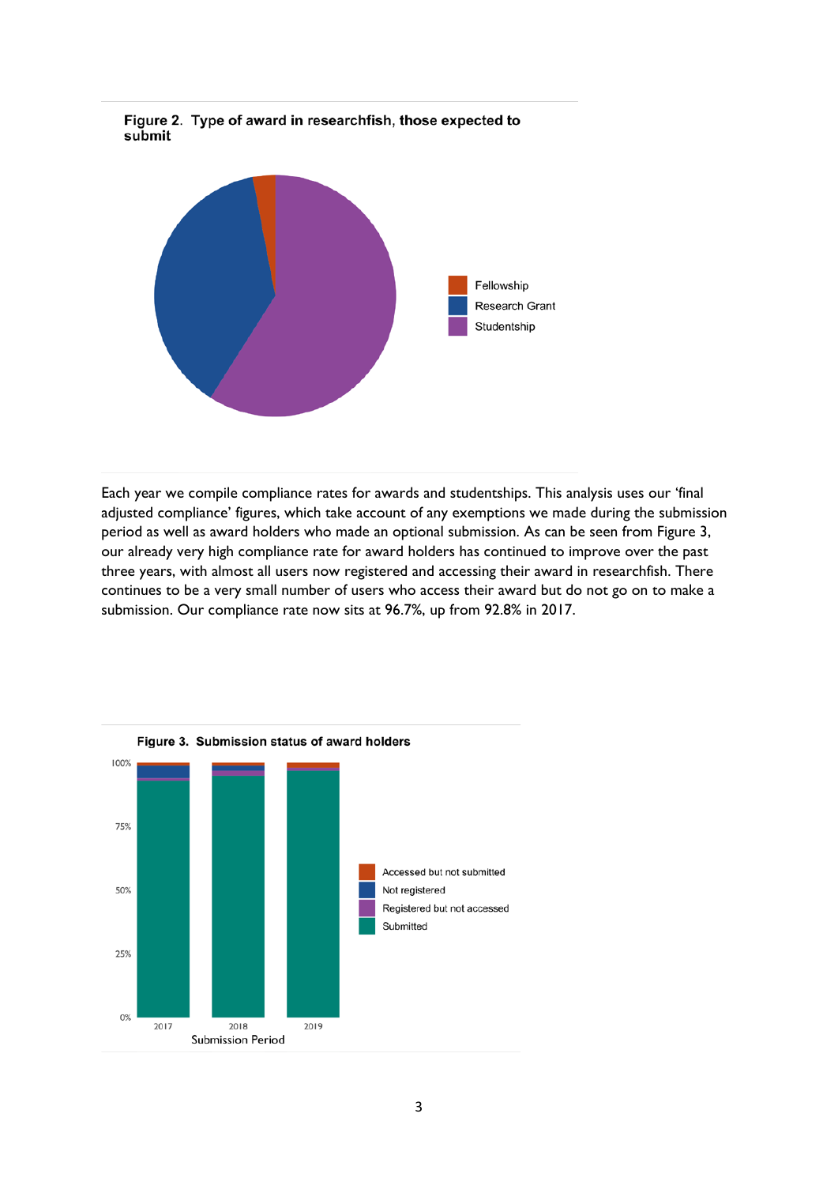**Figure 2. Type of award in researchfish, those expected to submit**

Each year we compile compliance rates for awards and studentships. This analysis uses our 'final adjusted compliance' figures, which take account of any exemptions we made during the submission period as well as award holders who made an optional submission. As can be seen from Figure 3, our already very high compliance rate for award holders has continued to improve over the past three years, with almost all users now registered and accessing their award in researchfish. There continues to be a very small number of users who access their award but do not go on to make a submission. Our compliance rate now sits at 96.7%, up from 92.8% in 2017.

**Figure 3. Submission status of award holders**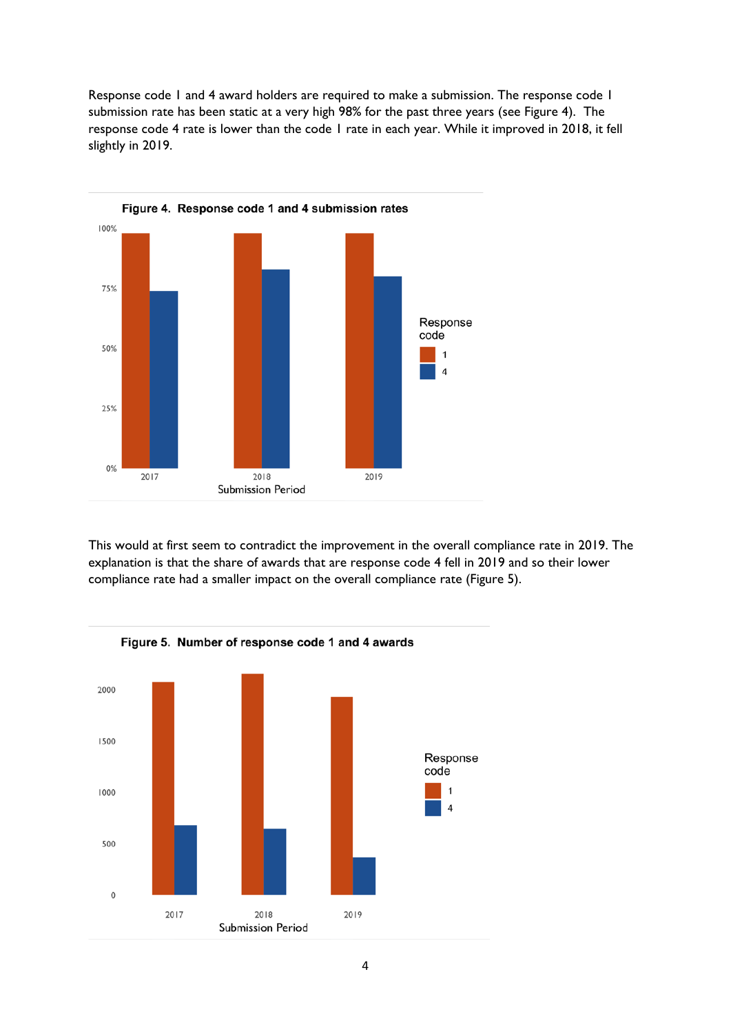Response code 1 and 4 award holders are required to make a submission. The response code 1 submission rate has been static at a very high 98% for the past three years (see Figure 4). The response code 4 rate is lower than the code 1 rate in each year. While it improved in 2018, it fell slightly in 2019.

**Figure 4. Response code 1 and 4 submission rates**

This would at first seem to contradict the improvement in the overall compliance rate in 2019. The explanation is that the share of awards that are response code 4 fell in 2019 and so their lower compliance rate had a smaller impact on the overall compliance rate (Figure 5).

**Figure 5. Number of response code 1 and 4 awards**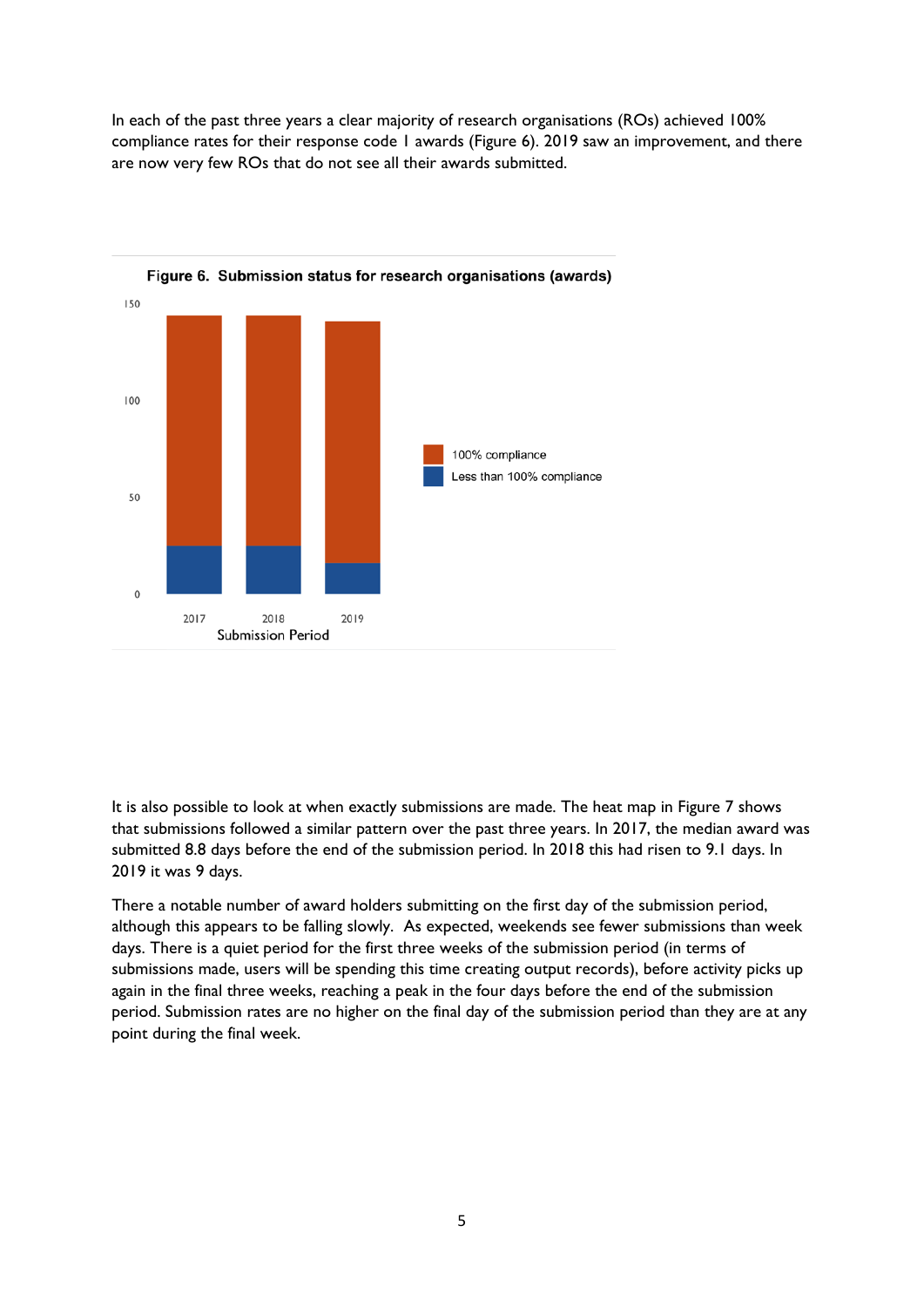In each of the past three years a clear majority of research organisations (ROs) achieved 100% compliance rates for their response code 1 awards (Figure 6). 2019 saw an improvement, and there are now very few ROs that do not see all their awards submitted.

**Figure 6. Submission status for research organisations (awards)**

It is also possible to look at when exactly submissions are made. The heat map in Figure 7 shows that submissions followed a similar pattern over the past three years. In 2017, the median award was submitted 8.8 days before the end of the submission period. In 2018 this had risen to 9.1 days. In 2019 it was 9 days.

There a notable number of award holders submitting on the first day of the submission period, although this appears to be falling slowly. As expected, weekends see fewer submissions than week days. There is a quiet period for the first three weeks of the submission period (in terms of submissions made, users will be spending this time creating output records), before activity picks up again in the final three weeks, reaching a peak in the four days before the end of the submission period. Submission rates are no higher on the final day of the submission period than they are at any point during the final week.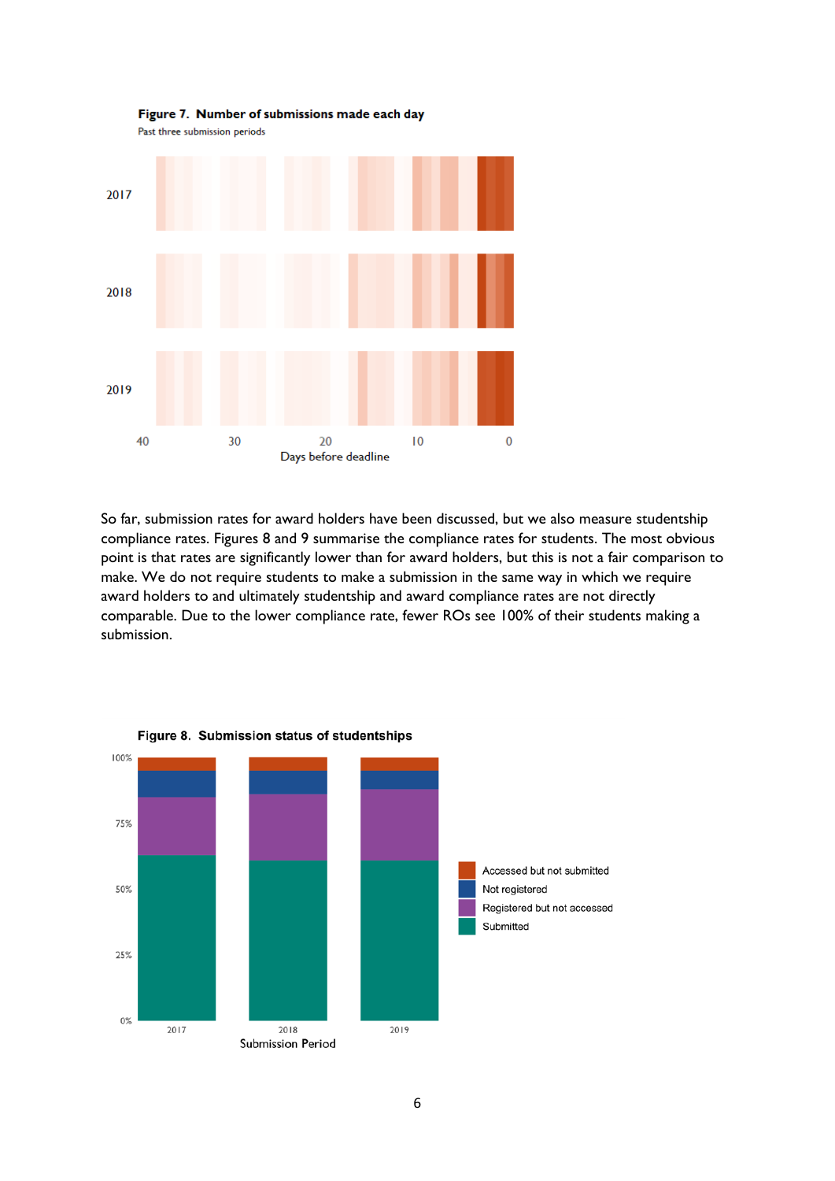**Figure 7. Number of submissions made each day**

Past three submission periods

So far, submission rates for award holders have been discussed, but we also measure studentship compliance rates. Figures 8 and 9 summarise the compliance rates for students. The most obvious point is that rates are significantly lower than for award holders, but this is not a fair comparison to make. We do not require students to make a submission in the same way in which we require award holders to and ultimately studentship and award compliance rates are not directly comparable. Due to the lower compliance rate, fewer ROs see 100% of their students making a submission.

**Figure 8. Submission status of studentships**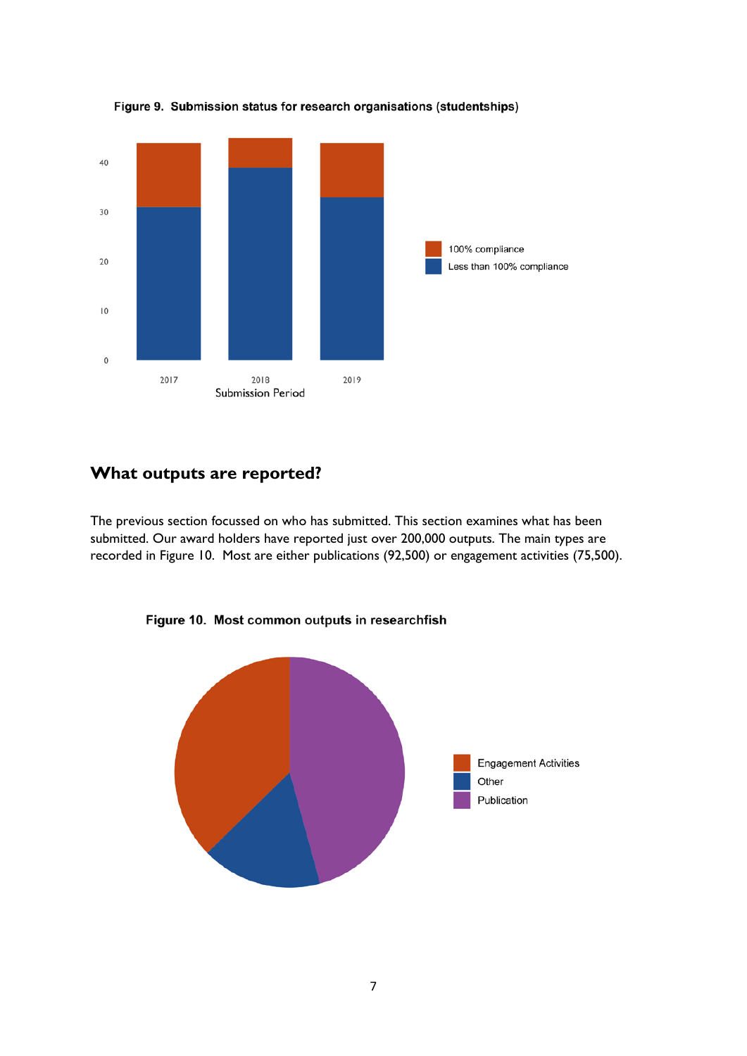**Figure 9. Submission status for research organisations (studentships)**

## What outputs are reported?

The previous section focussed on who has submitted. This section examines what has been submitted. Our award holders have reported just over 200,000 outputs. The main types are recorded in Figure 10. Most are either publications (92,500) or engagement activities (75,500).

**Figure 10. Most common outputs in researchfish**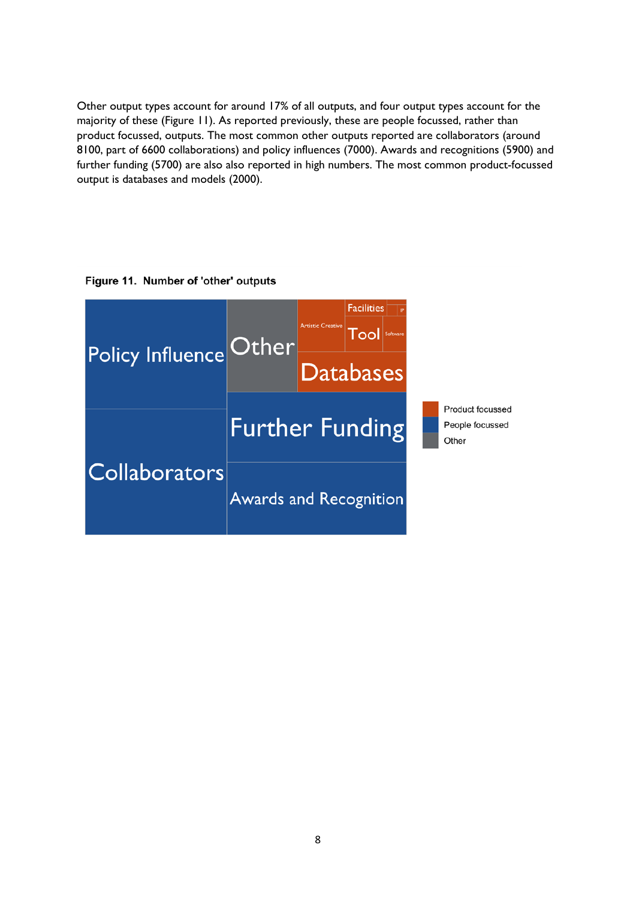Other output types account for around 17% of all outputs, and four output types account for the majority of these (Figure 11). As reported previously, these are people focussed, rather than product focussed, outputs. The most common other outputs reported are collaborators (around 8100, part of 6600 collaborations) and policy influences (7000). Awards and recognitions (5900) and further funding (5700) are also also reported in high numbers. The most common product-focussed output is databases and models (2000).

**Figure 11. Number of 'other' outputs**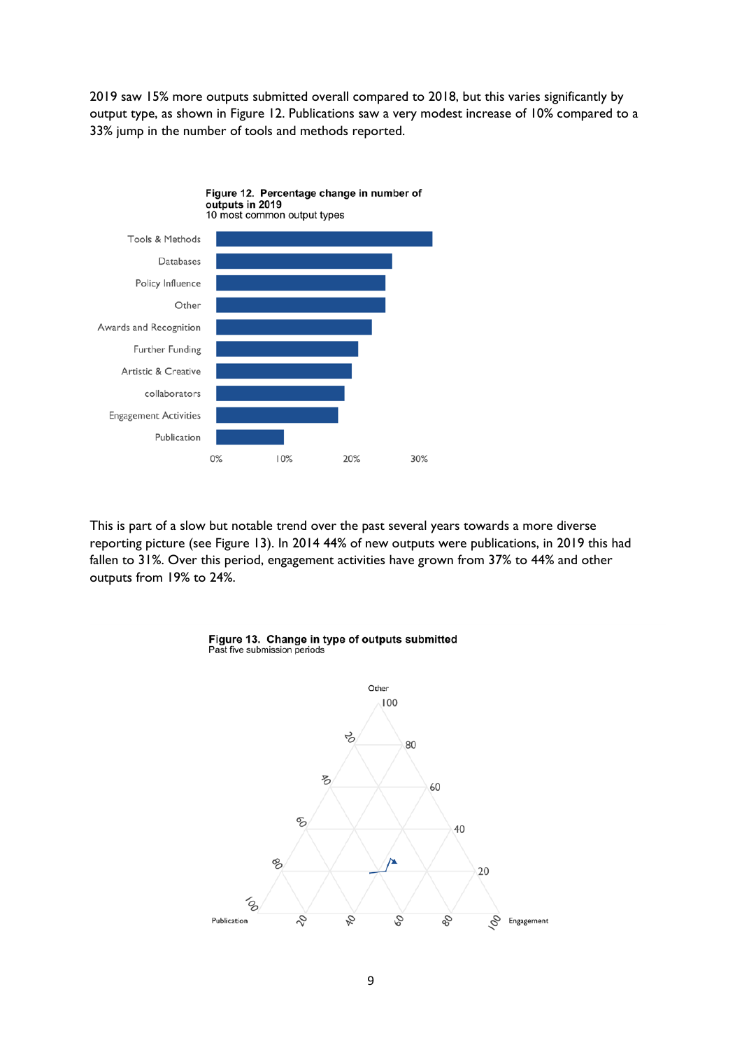2019 saw 15% more outputs submitted overall compared to 2018, but this varies significantly by output type, as shown in Figure 12. Publications saw a very modest increase of 10% compared to a 33% jump in the number of tools and methods reported.

**Figure 12. Percentage change in number of outputs in 2019**
10 most common output types

This is part of a slow but notable trend over the past several years towards a more diverse reporting picture (see Figure 13). In 2014 44% of new outputs were publications, in 2019 this had fallen to 31%. Over this period, engagement activities have grown from 37% to 44% and other outputs from 19% to 24%.

**Figure 13. Change in type of outputs submitted**
Past five submission periods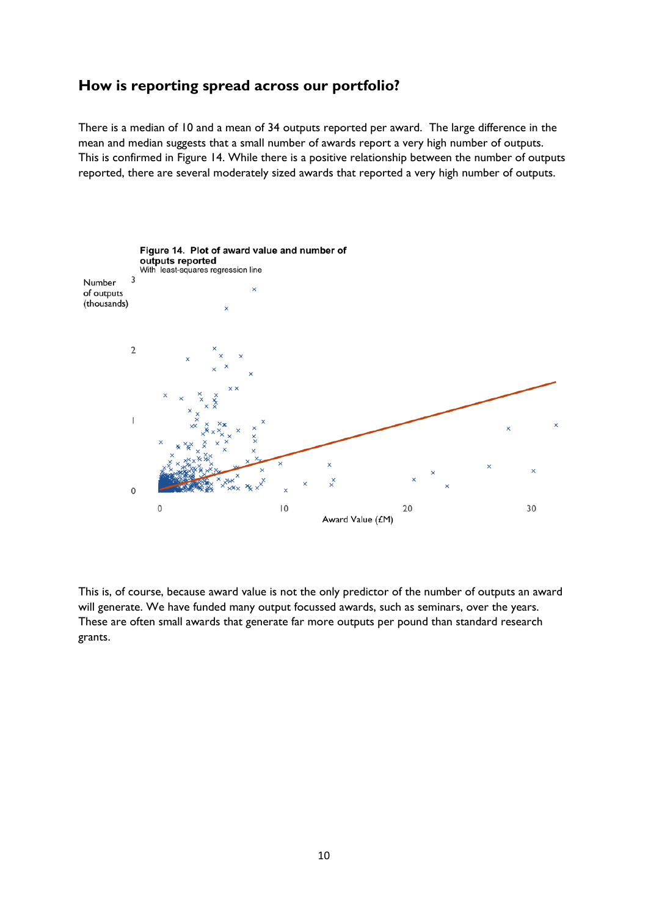## How is reporting spread across our portfolio?

There is a median of 10 and a mean of 34 outputs reported per award. The large difference in the mean and median suggests that a small number of awards report a very high number of outputs. This is confirmed in Figure 14. While there is a positive relationship between the number of outputs reported, there are several moderately sized awards that reported a very high number of outputs.

**Figure 14. Plot of award value and number of outputs reported**
With least-squares regression line

This is, of course, because award value is not the only predictor of the number of outputs an award will generate. We have funded many output focussed awards, such as seminars, over the years. These are often small awards that generate far more outputs per pound than standard research grants.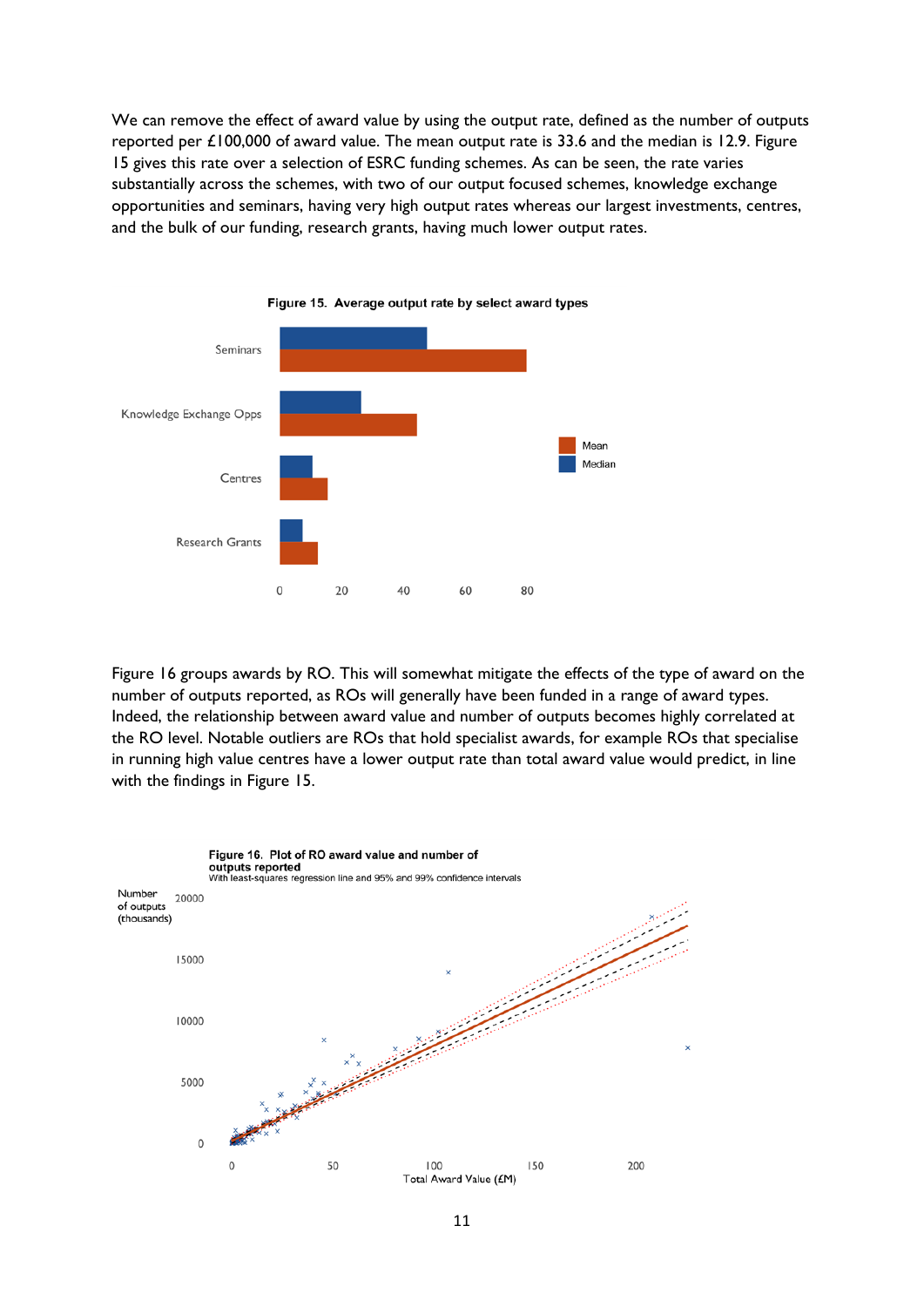We can remove the effect of award value by using the output rate, defined as the number of outputs reported per £100,000 of award value. The mean output rate is 33.6 and the median is 12.9. Figure 15 gives this rate over a selection of ESRC funding schemes. As can be seen, the rate varies substantially across the schemes, with two of our output focused schemes, knowledge exchange opportunities and seminars, having very high output rates whereas our largest investments, centres, and the bulk of our funding, research grants, having much lower output rates.

**Figure 15. Average output rate by select award types**

Figure 16 groups awards by RO. This will somewhat mitigate the effects of the type of award on the number of outputs reported, as ROs will generally have been funded in a range of award types. Indeed, the relationship between award value and number of outputs becomes highly correlated at the RO level. Notable outliers are ROs that hold specialist awards, for example ROs that specialise in running high value centres have a lower output rate than total award value would predict, in line with the findings in Figure 15.

**Figure 16. Plot of RO award value and number of outputs reported**
With least-squares regression line and 95% and 99% confidence intervals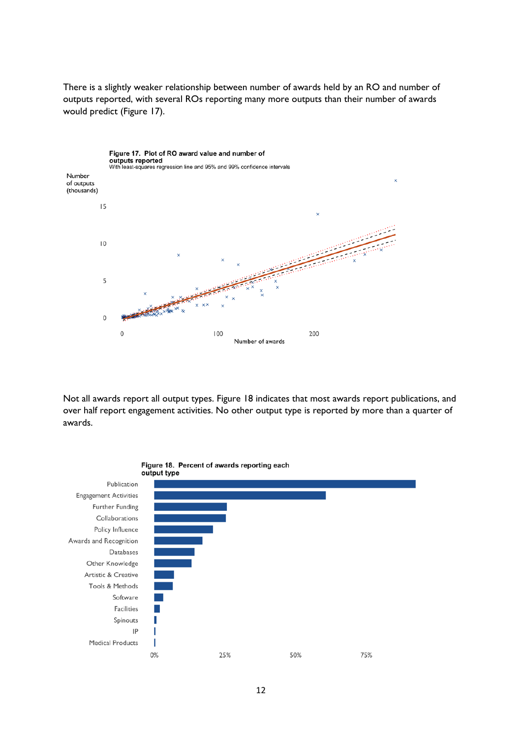There is a slightly weaker relationship between number of awards held by an RO and number of outputs reported, with several ROs reporting many more outputs than their number of awards would predict (Figure 17).

**Figure 17. Plot of RO award value and number of outputs reported**
With least-squares regression line and 95% and 99% confidence intervals

Not all awards report all output types. Figure 18 indicates that most awards report publications, and over half report engagement activities. No other output type is reported by more than a quarter of awards.

**Figure 18. Percent of awards reporting each output type**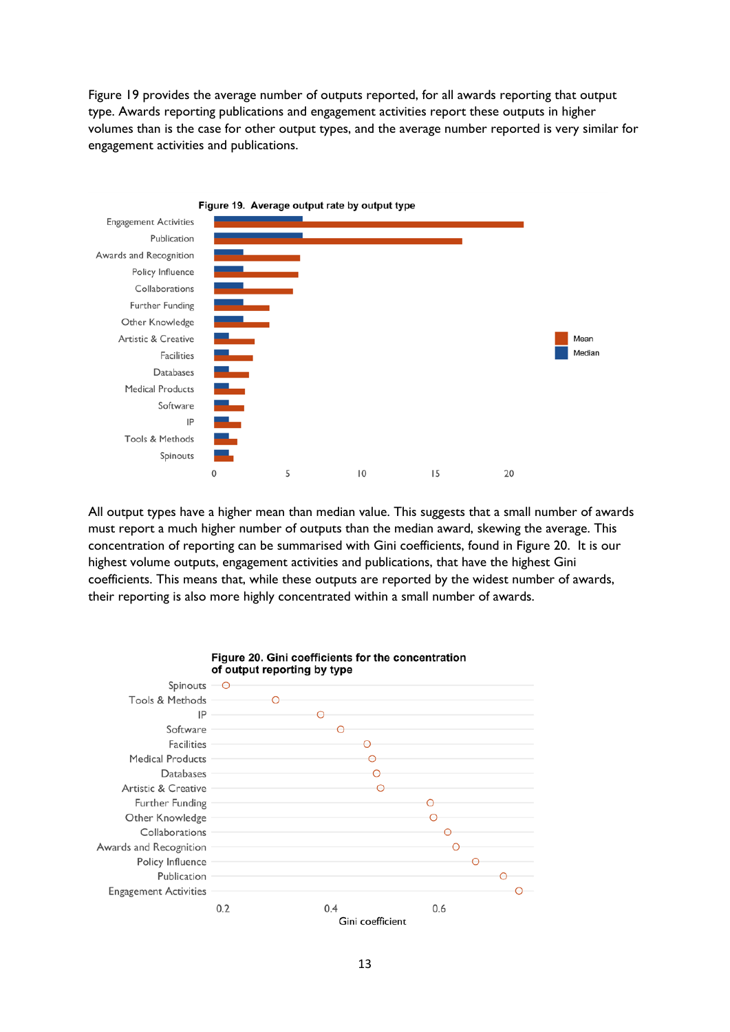Figure 19 provides the average number of outputs reported, for all awards reporting that output type. Awards reporting publications and engagement activities report these outputs in higher volumes than is the case for other output types, and the average number reported is very similar for engagement activities and publications.

**Figure 19. Average output rate by output type**

All output types have a higher mean than median value. This suggests that a small number of awards must report a much higher number of outputs than the median award, skewing the average. This concentration of reporting can be summarised with Gini coefficients, found in Figure 20. It is our highest volume outputs, engagement activities and publications, that have the highest Gini coefficients. This means that, while these outputs are reported by the widest number of awards, their reporting is also more highly concentrated within a small number of awards.

**Figure 20. Gini coefficients for the concentration of output reporting by type**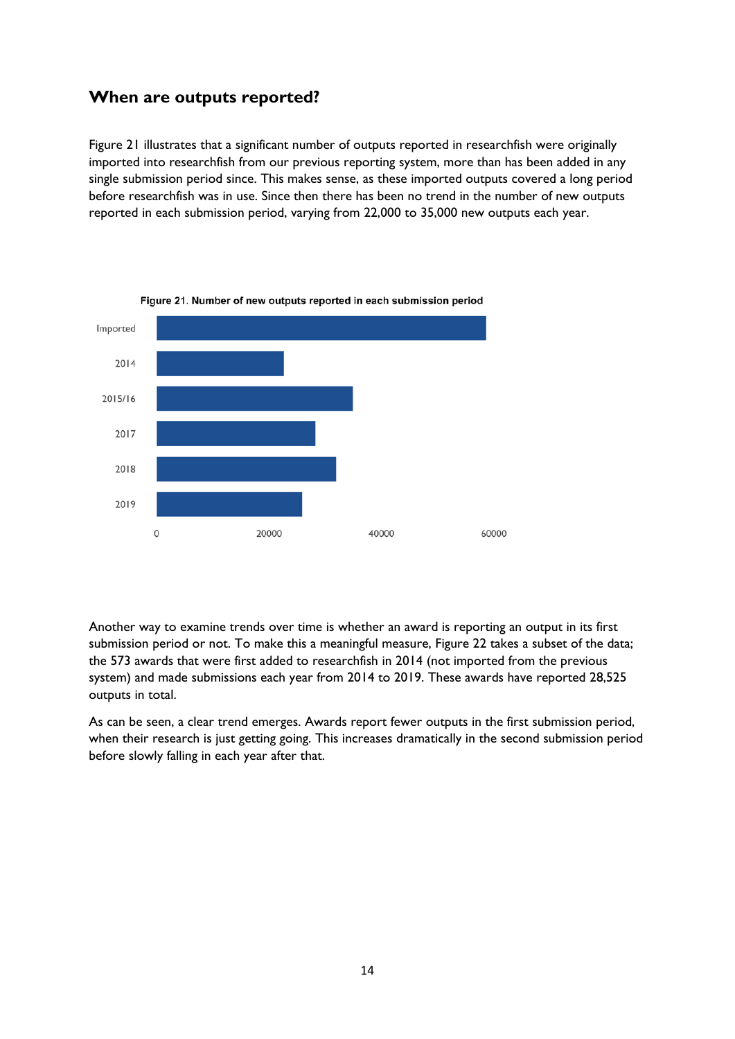## When are outputs reported?

Figure 21 illustrates that a significant number of outputs reported in researchfish were originally imported into researchfish from our previous reporting system, more than has been added in any single submission period since. This makes sense, as these imported outputs covered a long period before researchfish was in use. Since then there has been no trend in the number of new outputs reported in each submission period, varying from 22,000 to 35,000 new outputs each year.

**Figure 21. Number of new outputs reported in each submission period**

Another way to examine trends over time is whether an award is reporting an output in its first submission period or not. To make this a meaningful measure, Figure 22 takes a subset of the data; the 573 awards that were first added to researchfish in 2014 (not imported from the previous system) and made submissions each year from 2014 to 2019. These awards have reported 28,525 outputs in total.

As can be seen, a clear trend emerges. Awards report fewer outputs in the first submission period, when their research is just getting going. This increases dramatically in the second submission period before slowly falling in each year after that.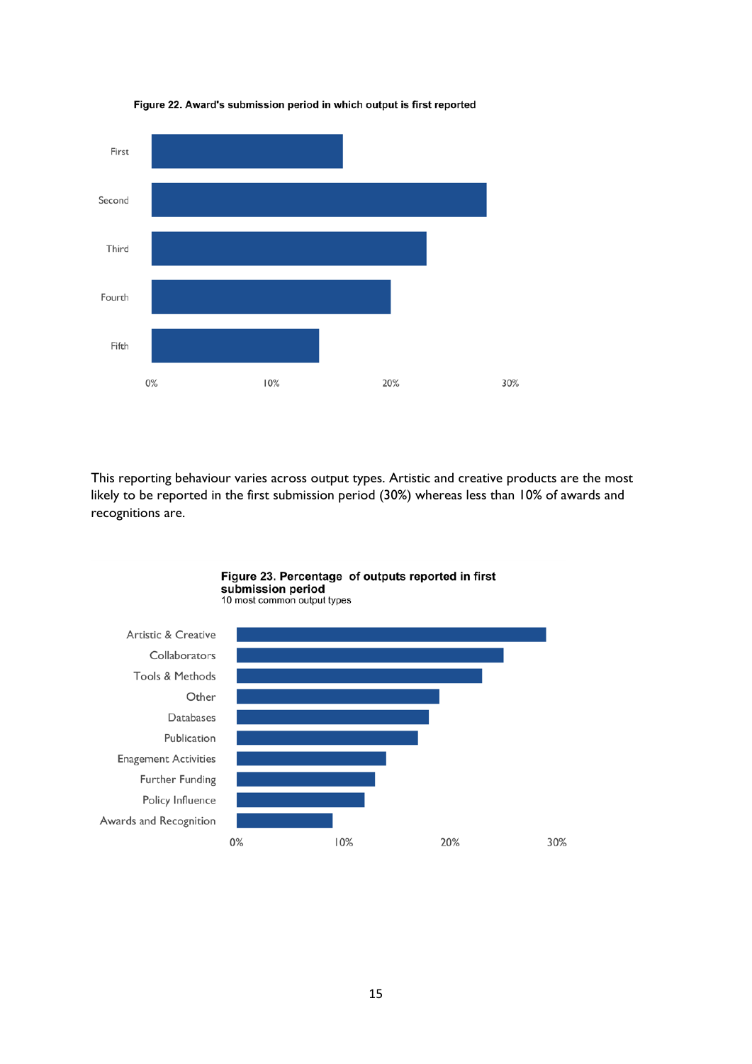**Figure 22. Award's submission period in which output is first reported**

First
Second
Third
Fourth
Fifth

0% 10% 20% 30%

This reporting behaviour varies across output types. Artistic and creative products are the most likely to be reported in the first submission period (30%) whereas less than 10% of awards and recognitions are.

**Figure 23. Percentage of outputs reported in first submission period**
10 most common output types

Artistic & Creative
Collaborators
Tools & Methods
Other
Databases
Publication
Enagement Activities
Further Funding
Policy Influence
Awards and Recognition

0% 10% 20% 30%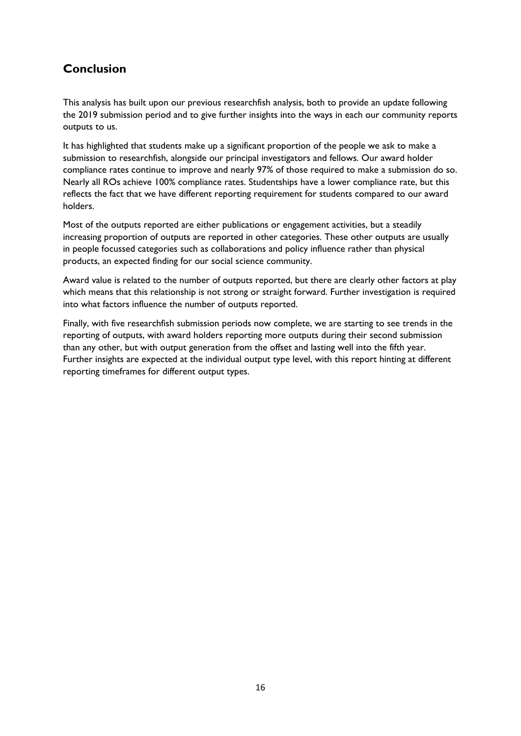## Conclusion

This analysis has built upon our previous researchfish analysis, both to provide an update following the 2019 submission period and to give further insights into the ways in each our community reports outputs to us.

It has highlighted that students make up a significant proportion of the people we ask to make a submission to researchfish, alongside our principal investigators and fellows. Our award holder compliance rates continue to improve and nearly 97% of those required to make a submission do so. Nearly all ROs achieve 100% compliance rates. Studentships have a lower compliance rate, but this reflects the fact that we have different reporting requirement for students compared to our award holders.

Most of the outputs reported are either publications or engagement activities, but a steadily increasing proportion of outputs are reported in other categories. These other outputs are usually in people focussed categories such as collaborations and policy influence rather than physical products, an expected finding for our social science community.

Award value is related to the number of outputs reported, but there are clearly other factors at play which means that this relationship is not strong or straight forward. Further investigation is required into what factors influence the number of outputs reported.

Finally, with five researchfish submission periods now complete, we are starting to see trends in the reporting of outputs, with award holders reporting more outputs during their second submission than any other, but with output generation from the offset and lasting well into the fifth year. Further insights are expected at the individual output type level, with this report hinting at different reporting timeframes for different output types.